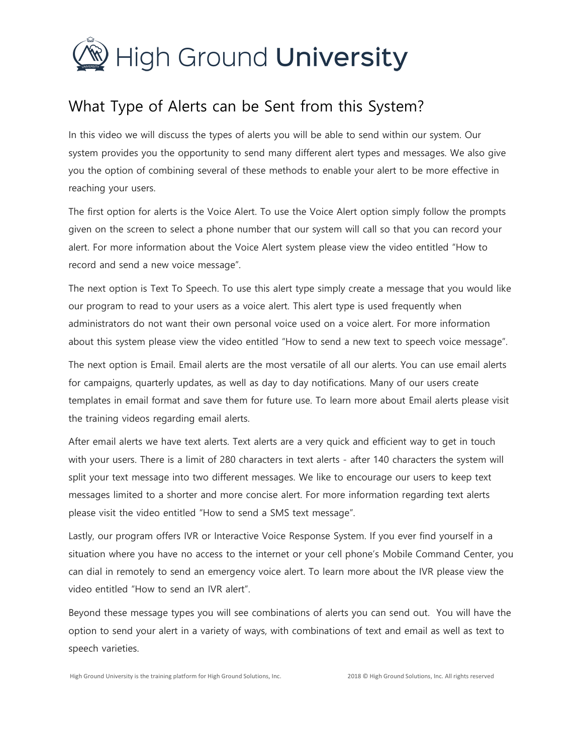# High Ground University

## What Type of Alerts can be Sent from this System?

In this video we will discuss the types of alerts you will be able to send within our system. Our system provides you the opportunity to send many different alert types and messages. We also give you the option of combining several of these methods to enable your alert to be more effective in reaching your users.

The first option for alerts is the Voice Alert. To use the Voice Alert option simply follow the prompts given on the screen to select a phone number that our system will call so that you can record your alert. For more information about the Voice Alert system please view the video entitled "How to record and send a new voice message".

The next option is Text To Speech. To use this alert type simply create a message that you would like our program to read to your users as a voice alert. This alert type is used frequently when administrators do not want their own personal voice used on a voice alert. For more information about this system please view the video entitled "How to send a new text to speech voice message".

The next option is Email. Email alerts are the most versatile of all our alerts. You can use email alerts for campaigns, quarterly updates, as well as day to day notifications. Many of our users create templates in email format and save them for future use. To learn more about Email alerts please visit the training videos regarding email alerts.

After email alerts we have text alerts. Text alerts are a very quick and efficient way to get in touch with your users. There is a limit of 280 characters in text alerts - after 140 characters the system will split your text message into two different messages. We like to encourage our users to keep text messages limited to a shorter and more concise alert. For more information regarding text alerts please visit the video entitled "How to send a SMS text message".

Lastly, our program offers IVR or Interactive Voice Response System. If you ever find yourself in a situation where you have no access to the internet or your cell phone's Mobile Command Center, you can dial in remotely to send an emergency voice alert. To learn more about the IVR please view the video entitled "How to send an IVR alert".

Beyond these message types you will see combinations of alerts you can send out. You will have the option to send your alert in a variety of ways, with combinations of text and email as well as text to speech varieties.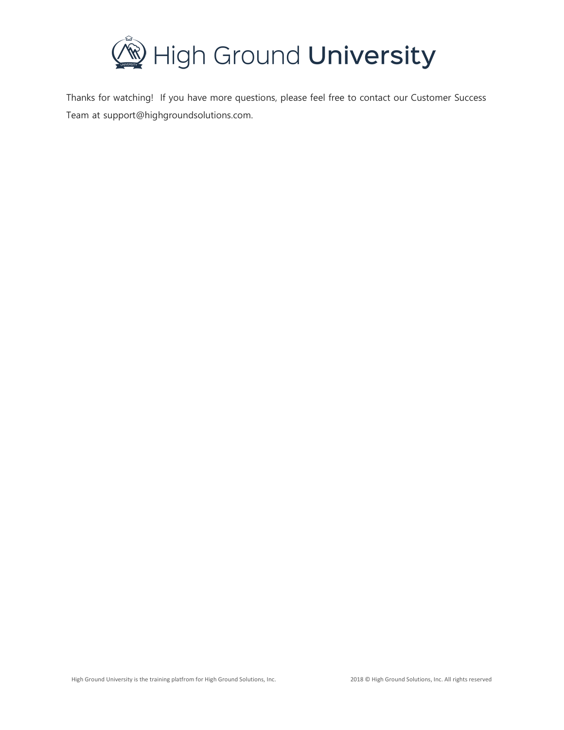Thanks for watching!  If you have more questions, please feel free to contact our Customer Success Team at support@highgroundsolutions.com.